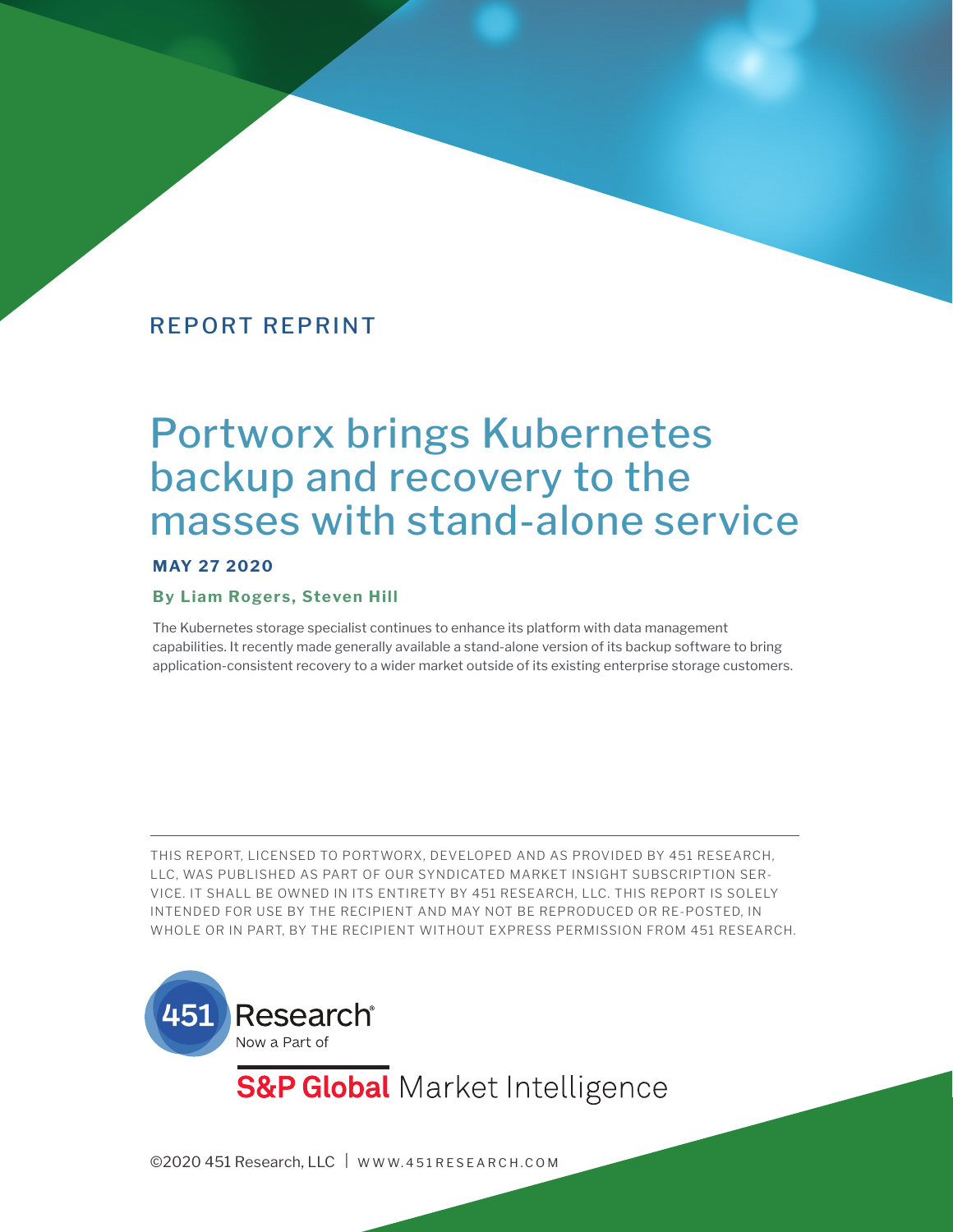REPORT REPRINT

# Portworx brings Kubernetes backup and recovery to the masses with stand-alone service

**MAY 27 2020**

**By Liam Rogers, Steven Hill**

The Kubernetes storage specialist continues to enhance its platform with data management capabilities. It recently made generally available a stand-alone version of its backup software to bring application-consistent recovery to a wider market outside of its existing enterprise storage customers.

---

THIS REPORT, LICENSED TO PORTWORX, DEVELOPED AND AS PROVIDED BY 451 RESEARCH, LLC, WAS PUBLISHED AS PART OF OUR SYNDICATED MARKET INSIGHT SUBSCRIPTION SERVICE. IT SHALL BE OWNED IN ITS ENTIRETY BY 451 RESEARCH, LLC. THIS REPORT IS SOLELY INTENDED FOR USE BY THE RECIPIENT AND MAY NOT BE REPRODUCED OR RE-POSTED, IN WHOLE OR IN PART, BY THE RECIPIENT WITHOUT EXPRESS PERMISSION FROM 451 RESEARCH.

451 Research® Now a Part of S&P Global Market Intelligence

©2020 451 Research, LLC | WWW.451RESEARCH.COM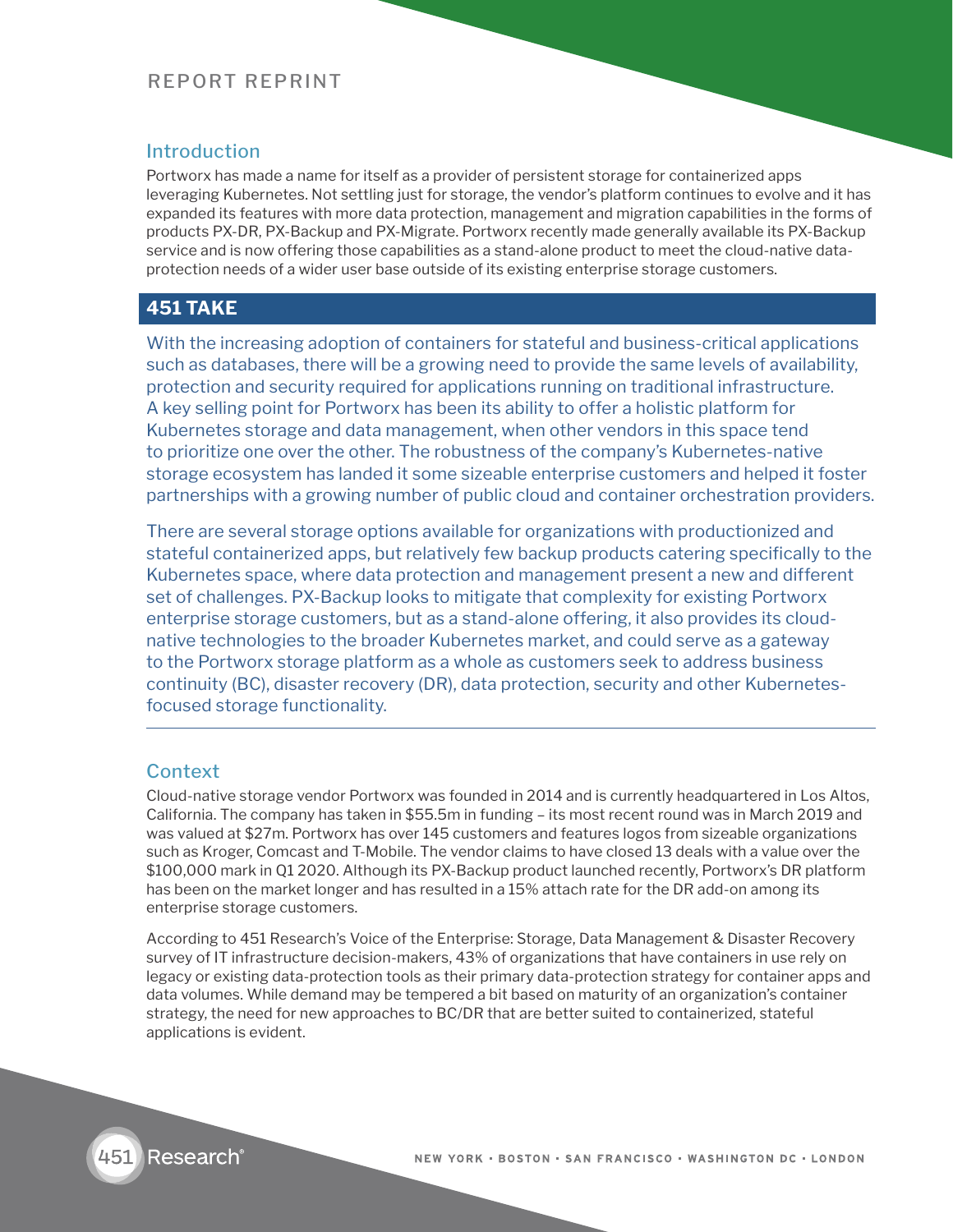## Introduction

Portworx has made a name for itself as a provider of persistent storage for containerized apps leveraging Kubernetes. Not settling just for storage, the vendor's platform continues to evolve and it has expanded its features with more data protection, management and migration capabilities in the forms of products PX-DR, PX-Backup and PX-Migrate. Portworx recently made generally available its PX-Backup service and is now offering those capabilities as a stand-alone product to meet the cloud-native data-protection needs of a wider user base outside of its existing enterprise storage customers.

## 451 TAKE

With the increasing adoption of containers for stateful and business-critical applications such as databases, there will be a growing need to provide the same levels of availability, protection and security required for applications running on traditional infrastructure. A key selling point for Portworx has been its ability to offer a holistic platform for Kubernetes storage and data management, when other vendors in this space tend to prioritize one over the other. The robustness of the company's Kubernetes-native storage ecosystem has landed it some sizeable enterprise customers and helped it foster partnerships with a growing number of public cloud and container orchestration providers.

There are several storage options available for organizations with productionized and stateful containerized apps, but relatively few backup products catering specifically to the Kubernetes space, where data protection and management present a new and different set of challenges. PX-Backup looks to mitigate that complexity for existing Portworx enterprise storage customers, but as a stand-alone offering, it also provides its cloud-native technologies to the broader Kubernetes market, and could serve as a gateway to the Portworx storage platform as a whole as customers seek to address business continuity (BC), disaster recovery (DR), data protection, security and other Kubernetes-focused storage functionality.

## Context

Cloud-native storage vendor Portworx was founded in 2014 and is currently headquartered in Los Altos, California. The company has taken in $55.5m in funding – its most recent round was in March 2019 and was valued at $27m. Portworx has over 145 customers and features logos from sizeable organizations such as Kroger, Comcast and T-Mobile. The vendor claims to have closed 13 deals with a value over the $100,000 mark in Q1 2020. Although its PX-Backup product launched recently, Portworx's DR platform has been on the market longer and has resulted in a 15% attach rate for the DR add-on among its enterprise storage customers.

According to 451 Research's Voice of the Enterprise: Storage, Data Management & Disaster Recovery survey of IT infrastructure decision-makers, 43% of organizations that have containers in use rely on legacy or existing data-protection tools as their primary data-protection strategy for container apps and data volumes. While demand may be tempered a bit based on maturity of an organization's container strategy, the need for new approaches to BC/DR that are better suited to containerized, stateful applications is evident.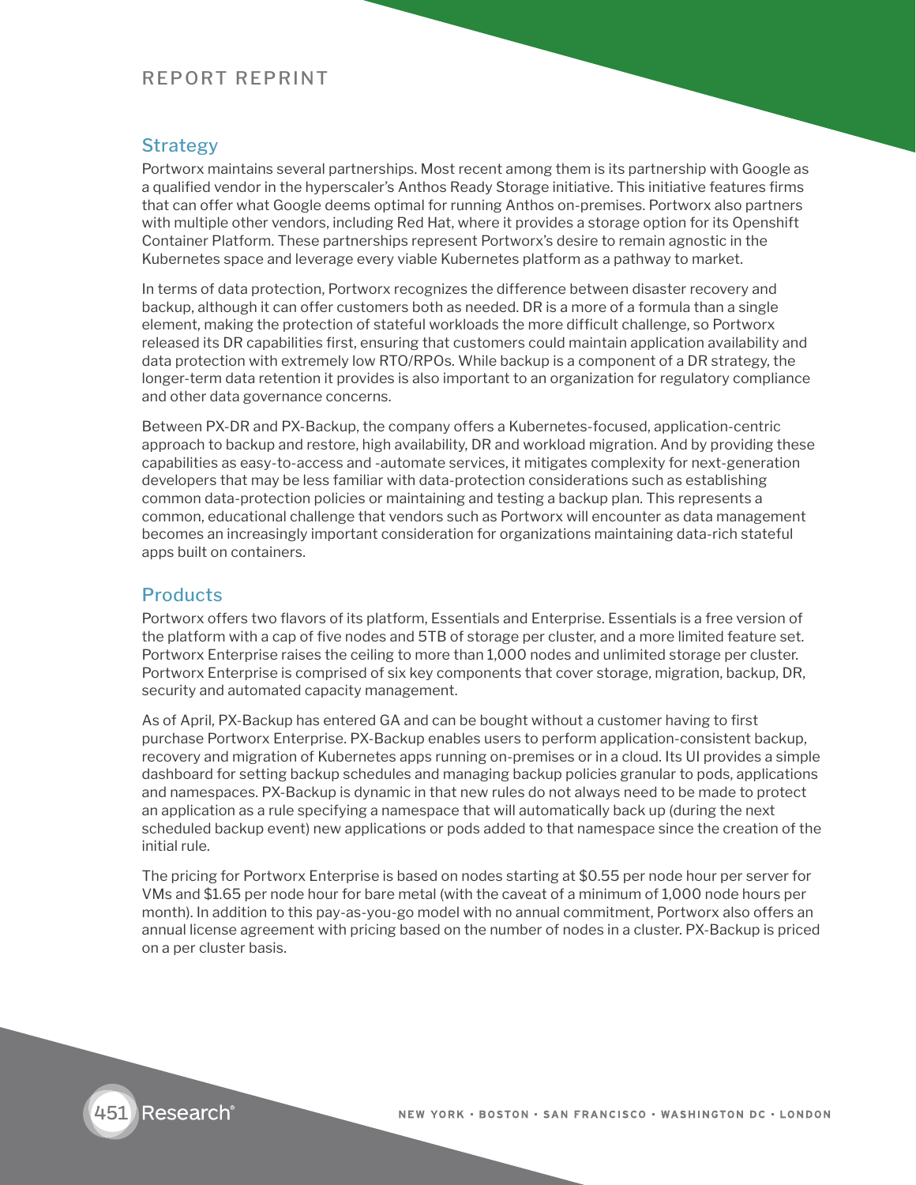## Strategy

Portworx maintains several partnerships. Most recent among them is its partnership with Google as a qualified vendor in the hyperscaler's Anthos Ready Storage initiative. This initiative features firms that can offer what Google deems optimal for running Anthos on-premises. Portworx also partners with multiple other vendors, including Red Hat, where it provides a storage option for its Openshift Container Platform. These partnerships represent Portworx's desire to remain agnostic in the Kubernetes space and leverage every viable Kubernetes platform as a pathway to market.

In terms of data protection, Portworx recognizes the difference between disaster recovery and backup, although it can offer customers both as needed. DR is a more of a formula than a single element, making the protection of stateful workloads the more difficult challenge, so Portworx released its DR capabilities first, ensuring that customers could maintain application availability and data protection with extremely low RTO/RPOs. While backup is a component of a DR strategy, the longer-term data retention it provides is also important to an organization for regulatory compliance and other data governance concerns.

Between PX-DR and PX-Backup, the company offers a Kubernetes-focused, application-centric approach to backup and restore, high availability, DR and workload migration. And by providing these capabilities as easy-to-access and -automate services, it mitigates complexity for next-generation developers that may be less familiar with data-protection considerations such as establishing common data-protection policies or maintaining and testing a backup plan. This represents a common, educational challenge that vendors such as Portworx will encounter as data management becomes an increasingly important consideration for organizations maintaining data-rich stateful apps built on containers.

## Products

Portworx offers two flavors of its platform, Essentials and Enterprise. Essentials is a free version of the platform with a cap of five nodes and 5TB of storage per cluster, and a more limited feature set. Portworx Enterprise raises the ceiling to more than 1,000 nodes and unlimited storage per cluster. Portworx Enterprise is comprised of six key components that cover storage, migration, backup, DR, security and automated capacity management.

As of April, PX-Backup has entered GA and can be bought without a customer having to first purchase Portworx Enterprise. PX-Backup enables users to perform application-consistent backup, recovery and migration of Kubernetes apps running on-premises or in a cloud. Its UI provides a simple dashboard for setting backup schedules and managing backup policies granular to pods, applications and namespaces. PX-Backup is dynamic in that new rules do not always need to be made to protect an application as a rule specifying a namespace that will automatically back up (during the next scheduled backup event) new applications or pods added to that namespace since the creation of the initial rule.

The pricing for Portworx Enterprise is based on nodes starting at $0.55 per node hour per server for VMs and $1.65 per node hour for bare metal (with the caveat of a minimum of 1,000 node hours per month). In addition to this pay-as-you-go model with no annual commitment, Portworx also offers an annual license agreement with pricing based on the number of nodes in a cluster. PX-Backup is priced on a per cluster basis.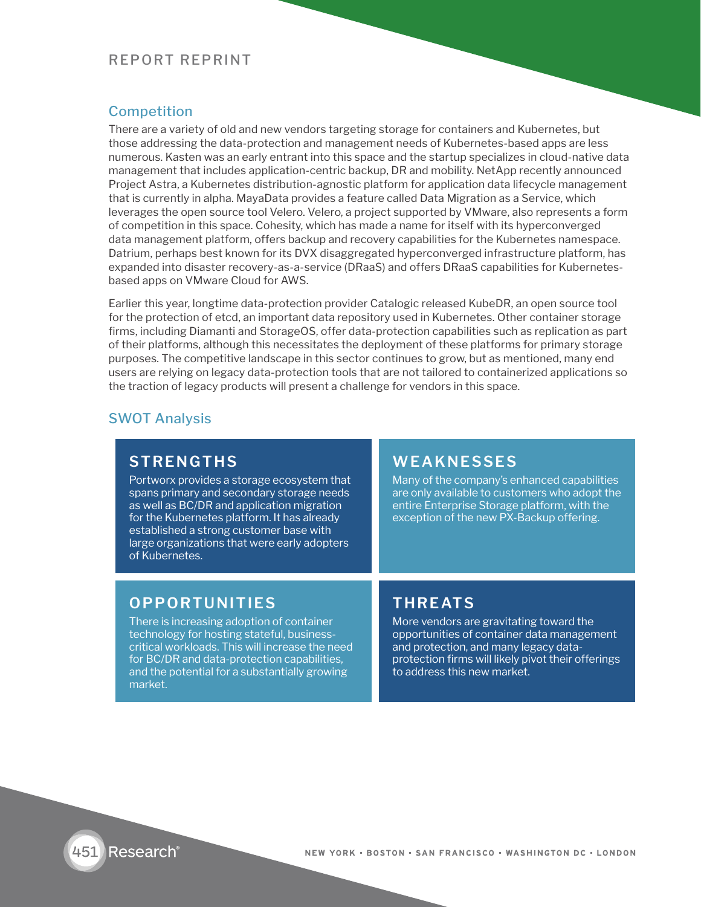## Competition

There are a variety of old and new vendors targeting storage for containers and Kubernetes, but those addressing the data-protection and management needs of Kubernetes-based apps are less numerous. Kasten was an early entrant into this space and the startup specializes in cloud-native data management that includes application-centric backup, DR and mobility. NetApp recently announced Project Astra, a Kubernetes distribution-agnostic platform for application data lifecycle management that is currently in alpha. MayaData provides a feature called Data Migration as a Service, which leverages the open source tool Velero. Velero, a project supported by VMware, also represents a form of competition in this space. Cohesity, which has made a name for itself with its hyperconverged data management platform, offers backup and recovery capabilities for the Kubernetes namespace. Datrium, perhaps best known for its DVX disaggregated hyperconverged infrastructure platform, has expanded into disaster recovery-as-a-service (DRaaS) and offers DRaaS capabilities for Kubernetes-based apps on VMware Cloud for AWS.

Earlier this year, longtime data-protection provider Catalogic released KubeDR, an open source tool for the protection of etcd, an important data repository used in Kubernetes. Other container storage firms, including Diamanti and StorageOS, offer data-protection capabilities such as replication as part of their platforms, although this necessitates the deployment of these platforms for primary storage purposes. The competitive landscape in this sector continues to grow, but as mentioned, many end users are relying on legacy data-protection tools that are not tailored to containerized applications so the traction of legacy products will present a challenge for vendors in this space.

## SWOT Analysis

### STRENGTHS

Portworx provides a storage ecosystem that spans primary and secondary storage needs as well as BC/DR and application migration for the Kubernetes platform. It has already established a strong customer base with large organizations that were early adopters of Kubernetes.

### WEAKNESSES

Many of the company's enhanced capabilities are only available to customers who adopt the entire Enterprise Storage platform, with the exception of the new PX-Backup offering.

### OPPORTUNITIES

There is increasing adoption of container technology for hosting stateful, business-critical workloads. This will increase the need for BC/DR and data-protection capabilities, and the potential for a substantially growing market.

### THREATS

More vendors are gravitating toward the opportunities of container data management and protection, and many legacy data-protection firms will likely pivot their offerings to address this new market.